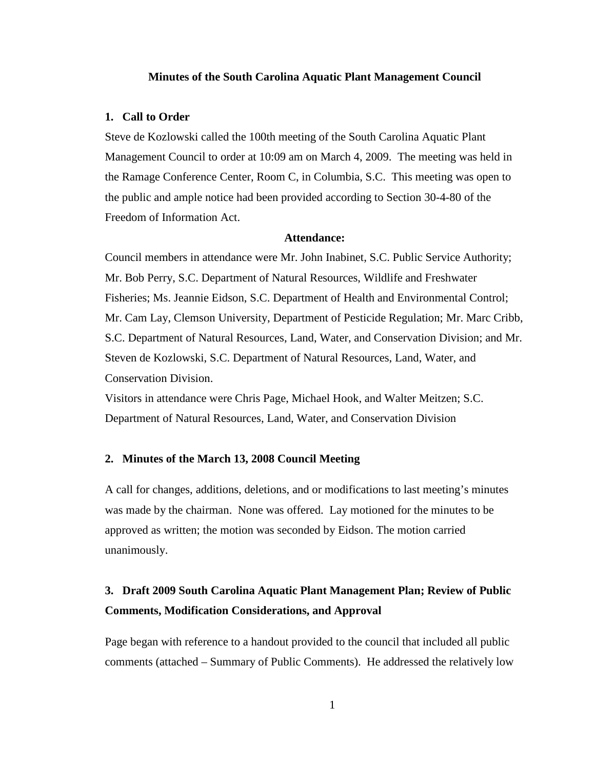# Minutes of the South Carolina Aquatic Plant Management Council

## 1. Call to Order

Steve de Kozlowski called the 100th meeting of the South Carolina Aquatic Plant Management Council to order at 10:09 am on March 4, 2009. The meeting was held in the Ramage Conference Center, Room C, in Columbia, S.C. This meeting was open to the public and ample notice had been provided according to Section 30-4-80 of the Freedom of Information Act.

**Attendance:**

Council members in attendance were Mr. John Inabinet, S.C. Public Service Authority; Mr. Bob Perry, S.C. Department of Natural Resources, Wildlife and Freshwater Fisheries; Ms. Jeannie Eidson, S.C. Department of Health and Environmental Control; Mr. Cam Lay, Clemson University, Department of Pesticide Regulation; Mr. Marc Cribb, S.C. Department of Natural Resources, Land, Water, and Conservation Division; and Mr. Steven de Kozlowski, S.C. Department of Natural Resources, Land, Water, and Conservation Division.

Visitors in attendance were Chris Page, Michael Hook, and Walter Meitzen; S.C. Department of Natural Resources, Land, Water, and Conservation Division

## 2. Minutes of the March 13, 2008 Council Meeting

A call for changes, additions, deletions, and or modifications to last meeting's minutes was made by the chairman. None was offered. Lay motioned for the minutes to be approved as written; the motion was seconded by Eidson. The motion carried unanimously.

## 3. Draft 2009 South Carolina Aquatic Plant Management Plan; Review of Public Comments, Modification Considerations, and Approval

Page began with reference to a handout provided to the council that included all public comments (attached – Summary of Public Comments). He addressed the relatively low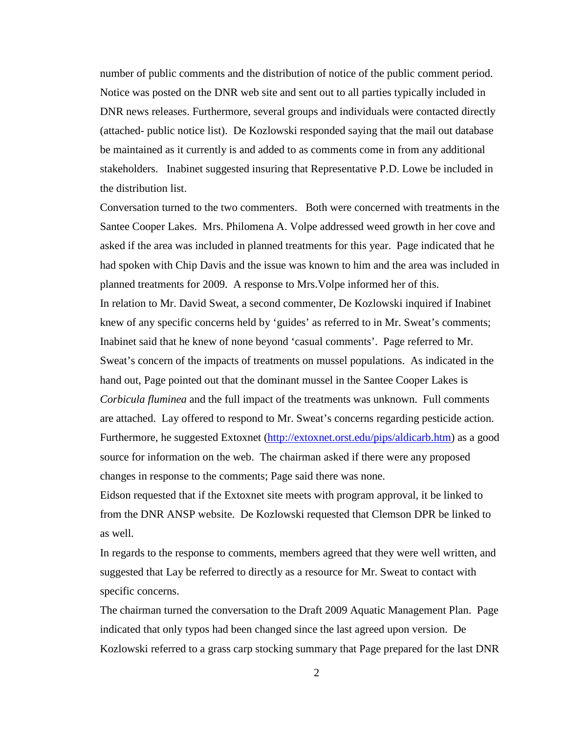number of public comments and the distribution of notice of the public comment period. Notice was posted on the DNR web site and sent out to all parties typically included in DNR news releases. Furthermore, several groups and individuals were contacted directly (attached- public notice list). De Kozlowski responded saying that the mail out database be maintained as it currently is and added to as comments come in from any additional stakeholders. Inabinet suggested insuring that Representative P.D. Lowe be included in the distribution list.

Conversation turned to the two commenters. Both were concerned with treatments in the Santee Cooper Lakes. Mrs. Philomena A. Volpe addressed weed growth in her cove and asked if the area was included in planned treatments for this year. Page indicated that he had spoken with Chip Davis and the issue was known to him and the area was included in planned treatments for 2009. A response to Mrs.Volpe informed her of this.

In relation to Mr. David Sweat, a second commenter, De Kozlowski inquired if Inabinet knew of any specific concerns held by 'guides' as referred to in Mr. Sweat's comments; Inabinet said that he knew of none beyond 'casual comments'. Page referred to Mr. Sweat's concern of the impacts of treatments on mussel populations. As indicated in the hand out, Page pointed out that the dominant mussel in the Santee Cooper Lakes is *Corbicula fluminea* and the full impact of the treatments was unknown. Full comments are attached. Lay offered to respond to Mr. Sweat's concerns regarding pesticide action. Furthermore, he suggested Extoxnet (http://extoxnet.orst.edu/pips/aldicarb.htm) as a good source for information on the web. The chairman asked if there were any proposed changes in response to the comments; Page said there was none.

Eidson requested that if the Extoxnet site meets with program approval, it be linked to from the DNR ANSP website. De Kozlowski requested that Clemson DPR be linked to as well.

In regards to the response to comments, members agreed that they were well written, and suggested that Lay be referred to directly as a resource for Mr. Sweat to contact with specific concerns.

The chairman turned the conversation to the Draft 2009 Aquatic Management Plan. Page indicated that only typos had been changed since the last agreed upon version. De Kozlowski referred to a grass carp stocking summary that Page prepared for the last DNR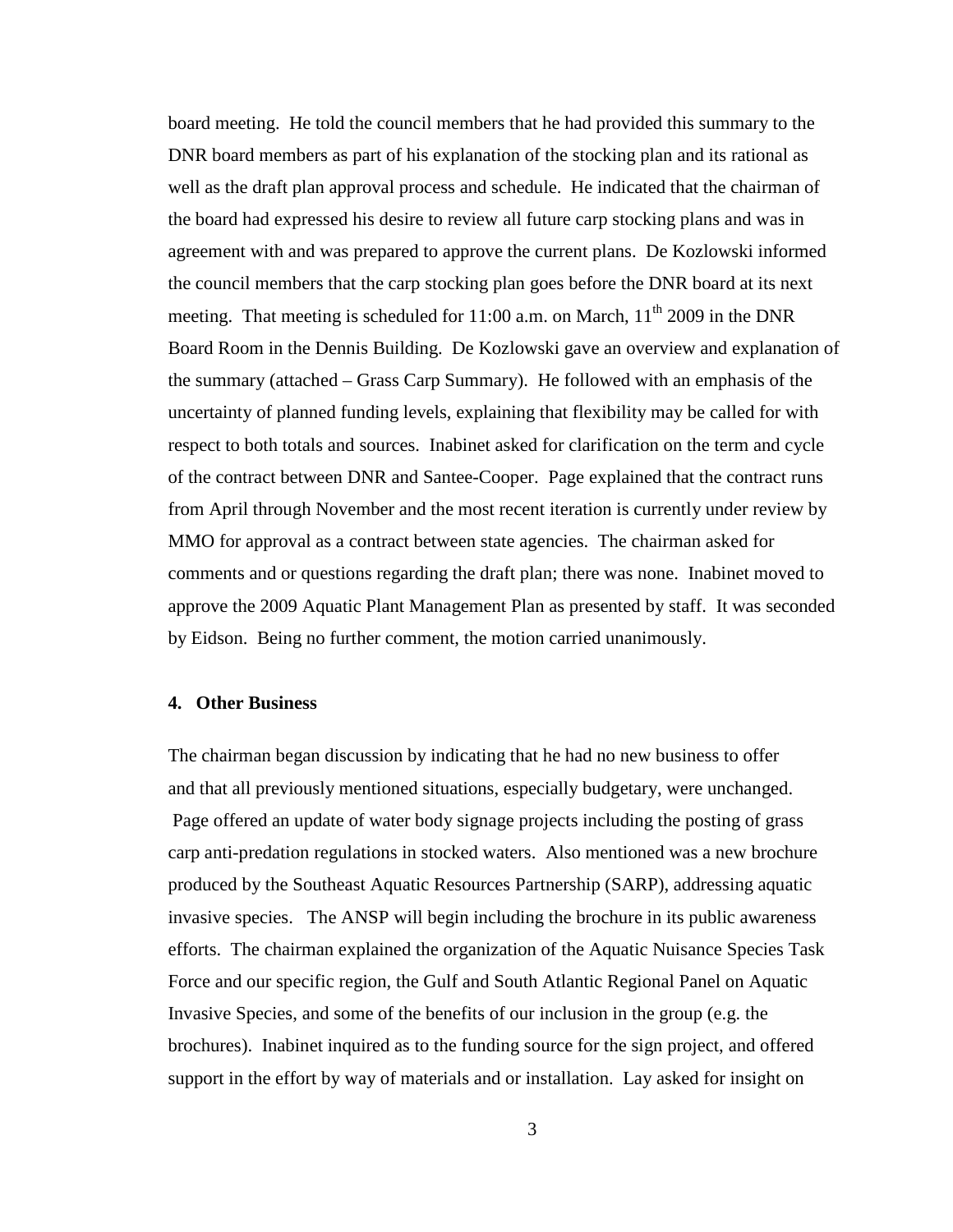board meeting. He told the council members that he had provided this summary to the DNR board members as part of his explanation of the stocking plan and its rational as well as the draft plan approval process and schedule. He indicated that the chairman of the board had expressed his desire to review all future carp stocking plans and was in agreement with and was prepared to approve the current plans. De Kozlowski informed the council members that the carp stocking plan goes before the DNR board at its next meeting. That meeting is scheduled for 11:00 a.m. on March, 11th 2009 in the DNR Board Room in the Dennis Building. De Kozlowski gave an overview and explanation of the summary (attached – Grass Carp Summary). He followed with an emphasis of the uncertainty of planned funding levels, explaining that flexibility may be called for with respect to both totals and sources. Inabinet asked for clarification on the term and cycle of the contract between DNR and Santee-Cooper. Page explained that the contract runs from April through November and the most recent iteration is currently under review by MMO for approval as a contract between state agencies. The chairman asked for comments and or questions regarding the draft plan; there was none. Inabinet moved to approve the 2009 Aquatic Plant Management Plan as presented by staff. It was seconded by Eidson. Being no further comment, the motion carried unanimously.

**4. Other Business**

The chairman began discussion by indicating that he had no new business to offer and that all previously mentioned situations, especially budgetary, were unchanged. Page offered an update of water body signage projects including the posting of grass carp anti-predation regulations in stocked waters. Also mentioned was a new brochure produced by the Southeast Aquatic Resources Partnership (SARP), addressing aquatic invasive species. The ANSP will begin including the brochure in its public awareness efforts. The chairman explained the organization of the Aquatic Nuisance Species Task Force and our specific region, the Gulf and South Atlantic Regional Panel on Aquatic Invasive Species, and some of the benefits of our inclusion in the group (e.g. the brochures). Inabinet inquired as to the funding source for the sign project, and offered support in the effort by way of materials and or installation. Lay asked for insight on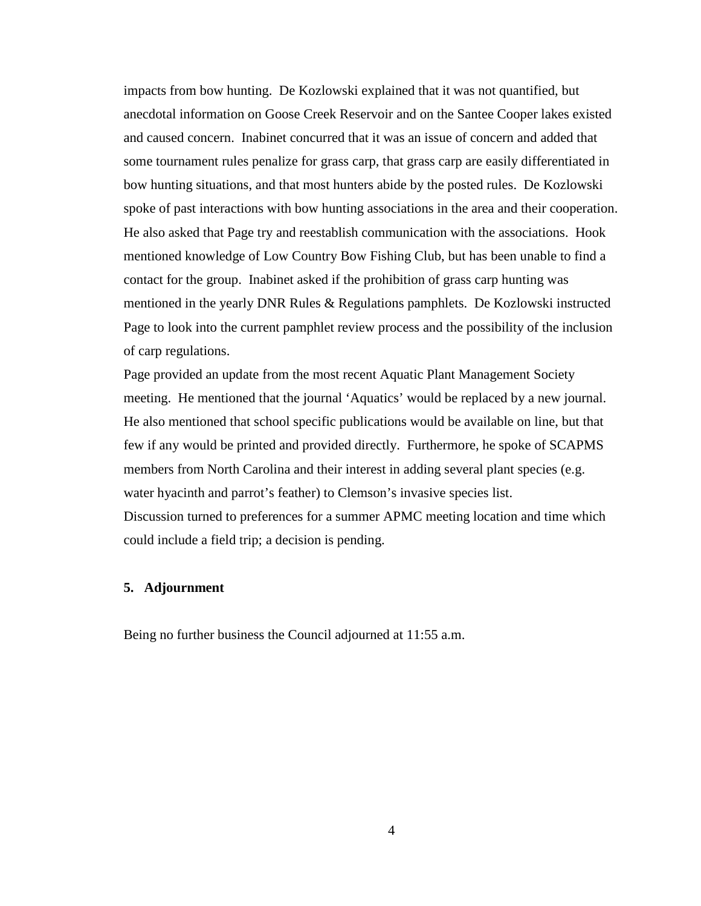impacts from bow hunting. De Kozlowski explained that it was not quantified, but anecdotal information on Goose Creek Reservoir and on the Santee Cooper lakes existed and caused concern. Inabinet concurred that it was an issue of concern and added that some tournament rules penalize for grass carp, that grass carp are easily differentiated in bow hunting situations, and that most hunters abide by the posted rules. De Kozlowski spoke of past interactions with bow hunting associations in the area and their cooperation. He also asked that Page try and reestablish communication with the associations. Hook mentioned knowledge of Low Country Bow Fishing Club, but has been unable to find a contact for the group. Inabinet asked if the prohibition of grass carp hunting was mentioned in the yearly DNR Rules & Regulations pamphlets. De Kozlowski instructed Page to look into the current pamphlet review process and the possibility of the inclusion of carp regulations.

Page provided an update from the most recent Aquatic Plant Management Society meeting. He mentioned that the journal 'Aquatics' would be replaced by a new journal. He also mentioned that school specific publications would be available on line, but that few if any would be printed and provided directly. Furthermore, he spoke of SCAPMS members from North Carolina and their interest in adding several plant species (e.g. water hyacinth and parrot's feather) to Clemson's invasive species list.

Discussion turned to preferences for a summer APMC meeting location and time which could include a field trip; a decision is pending.

**5. Adjournment**

Being no further business the Council adjourned at 11:55 a.m.